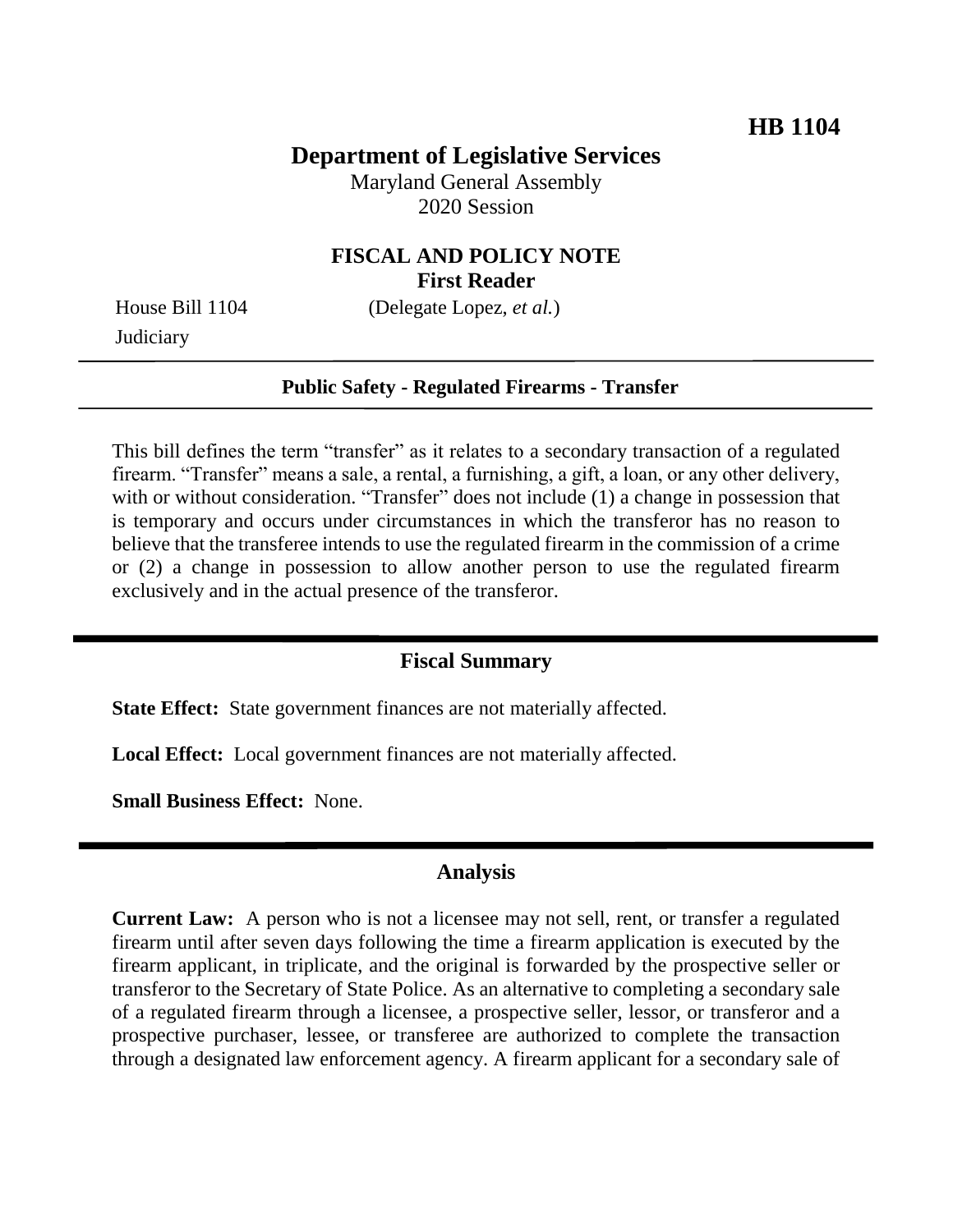**HB 1104**

# Department of Legislative Services

Maryland General Assembly
2020 Session

## FISCAL AND POLICY NOTE
**First Reader**

House Bill 1104 (Delegate Lopez, *et al.*)
Judiciary

**Public Safety - Regulated Firearms - Transfer**

This bill defines the term "transfer" as it relates to a secondary transaction of a regulated firearm. "Transfer" means a sale, a rental, a furnishing, a gift, a loan, or any other delivery, with or without consideration. "Transfer" does not include (1) a change in possession that is temporary and occurs under circumstances in which the transferor has no reason to believe that the transferee intends to use the regulated firearm in the commission of a crime or (2) a change in possession to allow another person to use the regulated firearm exclusively and in the actual presence of the transferor.

## Fiscal Summary

**State Effect:** State government finances are not materially affected.

**Local Effect:** Local government finances are not materially affected.

**Small Business Effect:** None.

## Analysis

**Current Law:** A person who is not a licensee may not sell, rent, or transfer a regulated firearm until after seven days following the time a firearm application is executed by the firearm applicant, in triplicate, and the original is forwarded by the prospective seller or transferor to the Secretary of State Police. As an alternative to completing a secondary sale of a regulated firearm through a licensee, a prospective seller, lessor, or transferor and a prospective purchaser, lessee, or transferee are authorized to complete the transaction through a designated law enforcement agency. A firearm applicant for a secondary sale of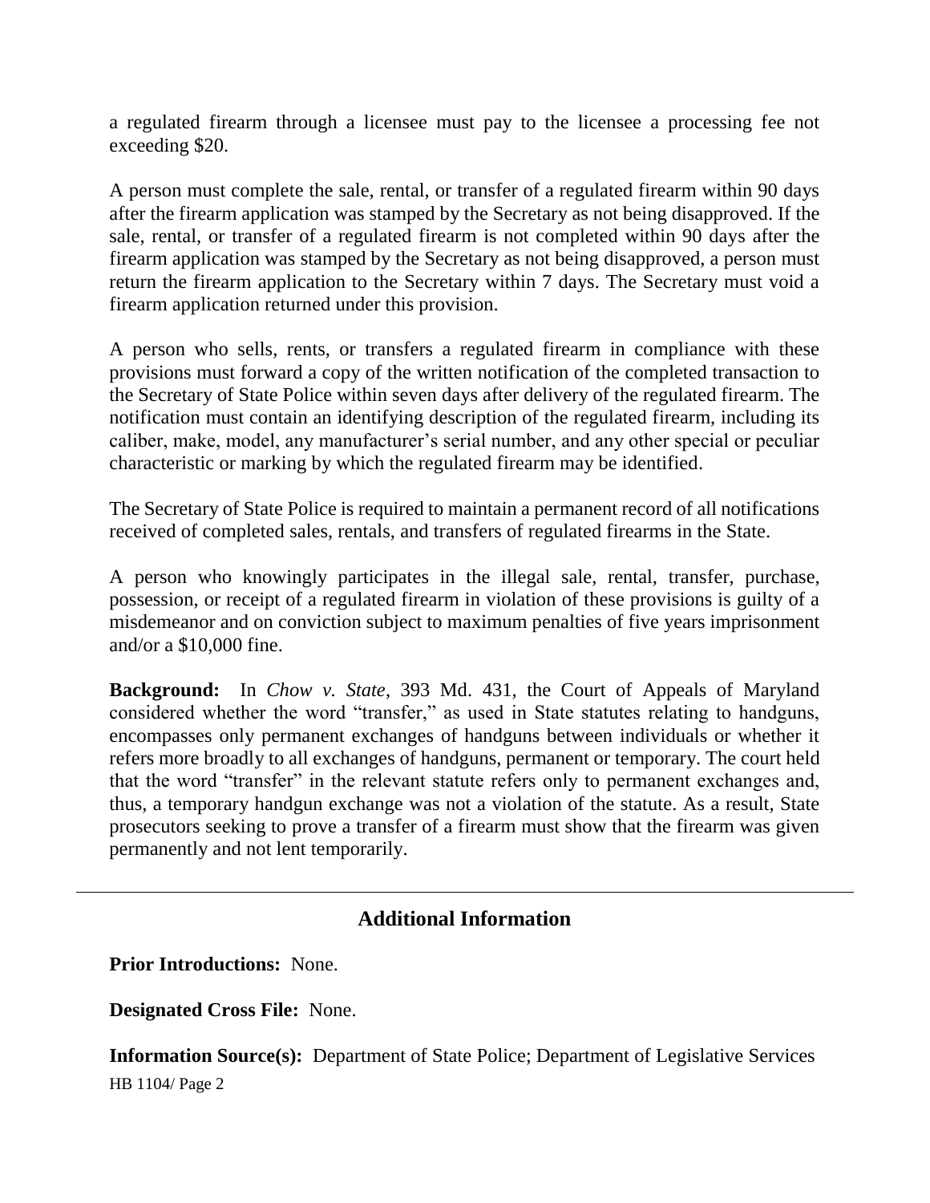a regulated firearm through a licensee must pay to the licensee a processing fee not exceeding $20.

A person must complete the sale, rental, or transfer of a regulated firearm within 90 days after the firearm application was stamped by the Secretary as not being disapproved. If the sale, rental, or transfer of a regulated firearm is not completed within 90 days after the firearm application was stamped by the Secretary as not being disapproved, a person must return the firearm application to the Secretary within 7 days. The Secretary must void a firearm application returned under this provision.

A person who sells, rents, or transfers a regulated firearm in compliance with these provisions must forward a copy of the written notification of the completed transaction to the Secretary of State Police within seven days after delivery of the regulated firearm. The notification must contain an identifying description of the regulated firearm, including its caliber, make, model, any manufacturer's serial number, and any other special or peculiar characteristic or marking by which the regulated firearm may be identified.

The Secretary of State Police is required to maintain a permanent record of all notifications received of completed sales, rentals, and transfers of regulated firearms in the State.

A person who knowingly participates in the illegal sale, rental, transfer, purchase, possession, or receipt of a regulated firearm in violation of these provisions is guilty of a misdemeanor and on conviction subject to maximum penalties of five years imprisonment and/or a $10,000 fine.

**Background:** In *Chow v. State*, 393 Md. 431, the Court of Appeals of Maryland considered whether the word "transfer," as used in State statutes relating to handguns, encompasses only permanent exchanges of handguns between individuals or whether it refers more broadly to all exchanges of handguns, permanent or temporary. The court held that the word "transfer" in the relevant statute refers only to permanent exchanges and, thus, a temporary handgun exchange was not a violation of the statute. As a result, State prosecutors seeking to prove a transfer of a firearm must show that the firearm was given permanently and not lent temporarily.

---

## Additional Information

**Prior Introductions:** None.

**Designated Cross File:** None.

**Information Source(s):** Department of State Police; Department of Legislative Services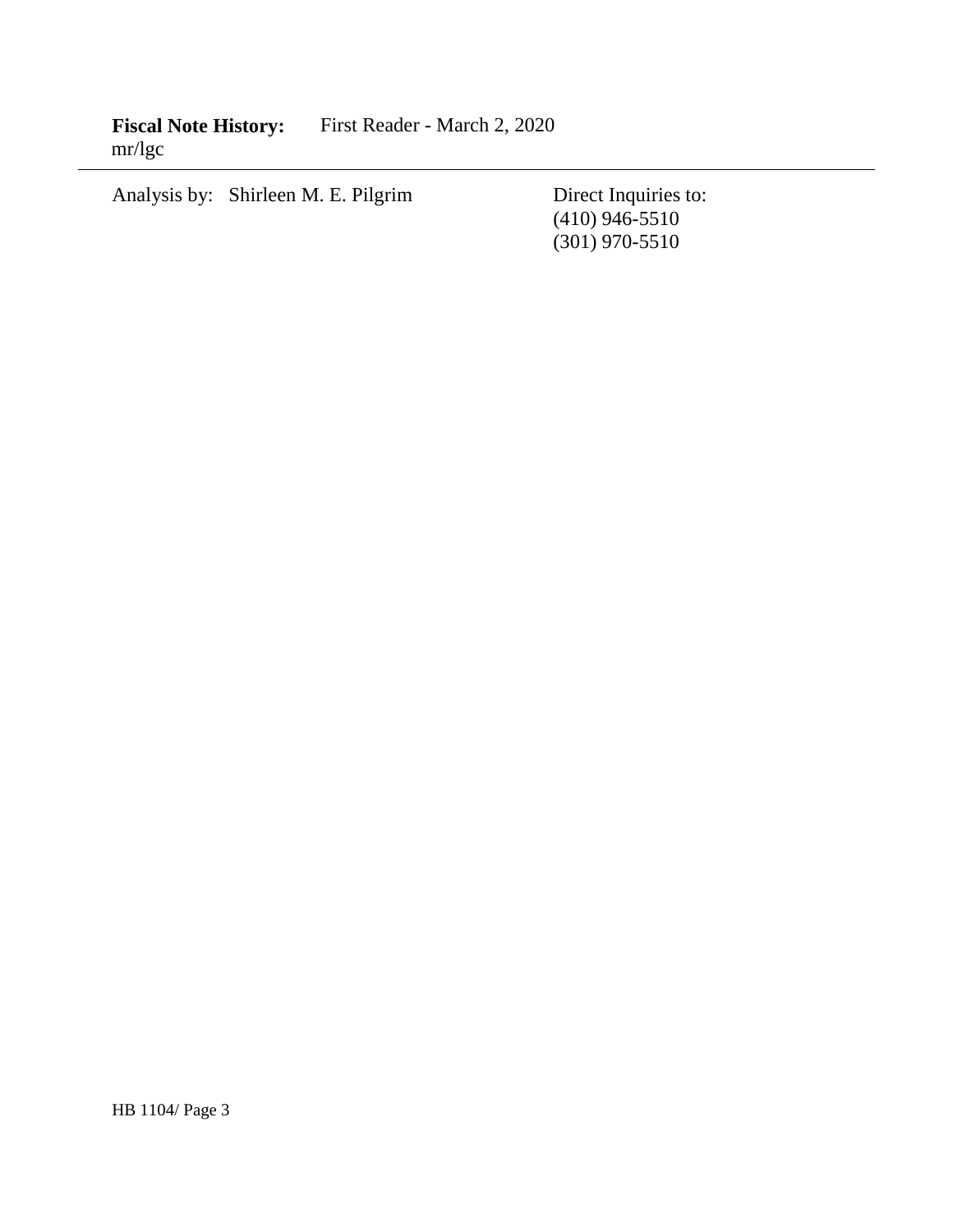**Fiscal Note History:** First Reader - March 2, 2020
mr/lgc

---

Analysis by: Shirleen M. E. Pilgrim

Direct Inquiries to:
(410) 946-5510
(301) 970-5510